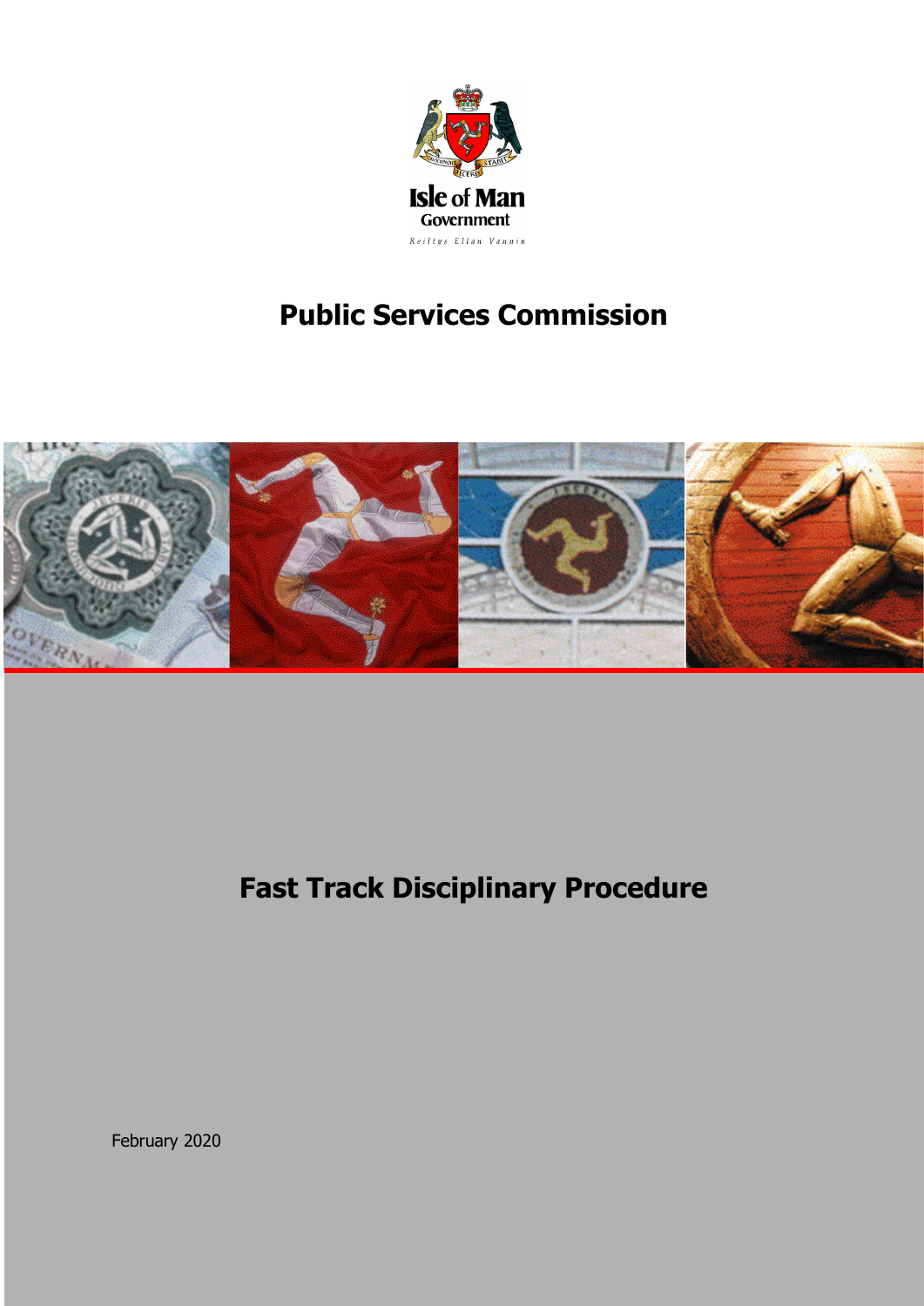Isle of Man Government

Reiltys Ellan Vannin

# Public Services Commission

# Fast Track Disciplinary Procedure

February 2020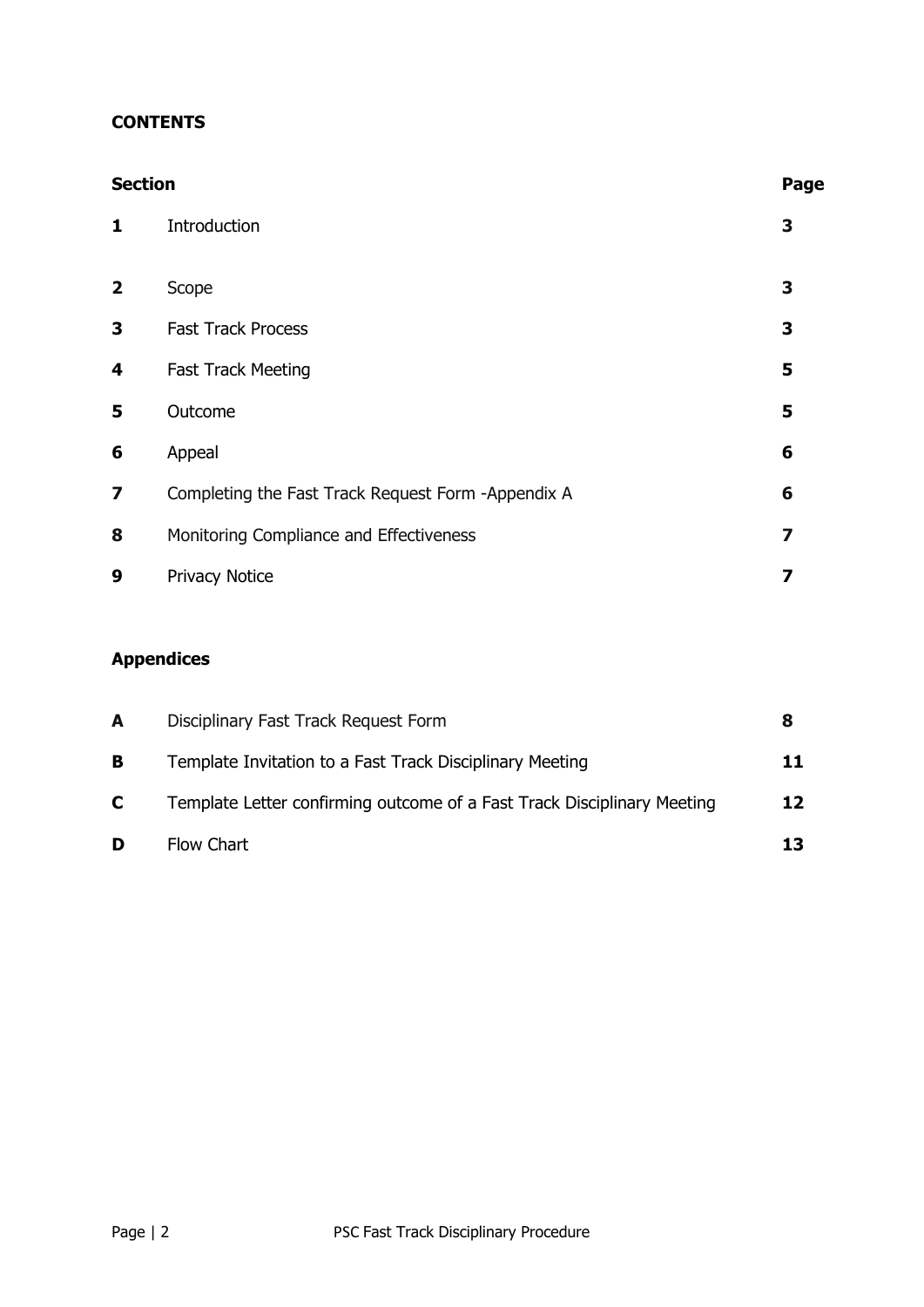**CONTENTS**

| Section | | Page |
|---|---|---|
| **1** | Introduction | **3** |
| **2** | Scope | **3** |
| **3** | Fast Track Process | **3** |
| **4** | Fast Track Meeting | **5** |
| **5** | Outcome | **5** |
| **6** | Appeal | **6** |
| **7** | Completing the Fast Track Request Form -Appendix A | **6** |
| **8** | Monitoring Compliance and Effectiveness | **7** |
| **9** | Privacy Notice | **7** |

**Appendices**

| | | |
|---|---|---|
| **A** | Disciplinary Fast Track Request Form | **8** |
| **B** | Template Invitation to a Fast Track Disciplinary Meeting | **11** |
| **C** | Template Letter confirming outcome of a Fast Track Disciplinary Meeting | **12** |
| **D** | Flow Chart | **13** |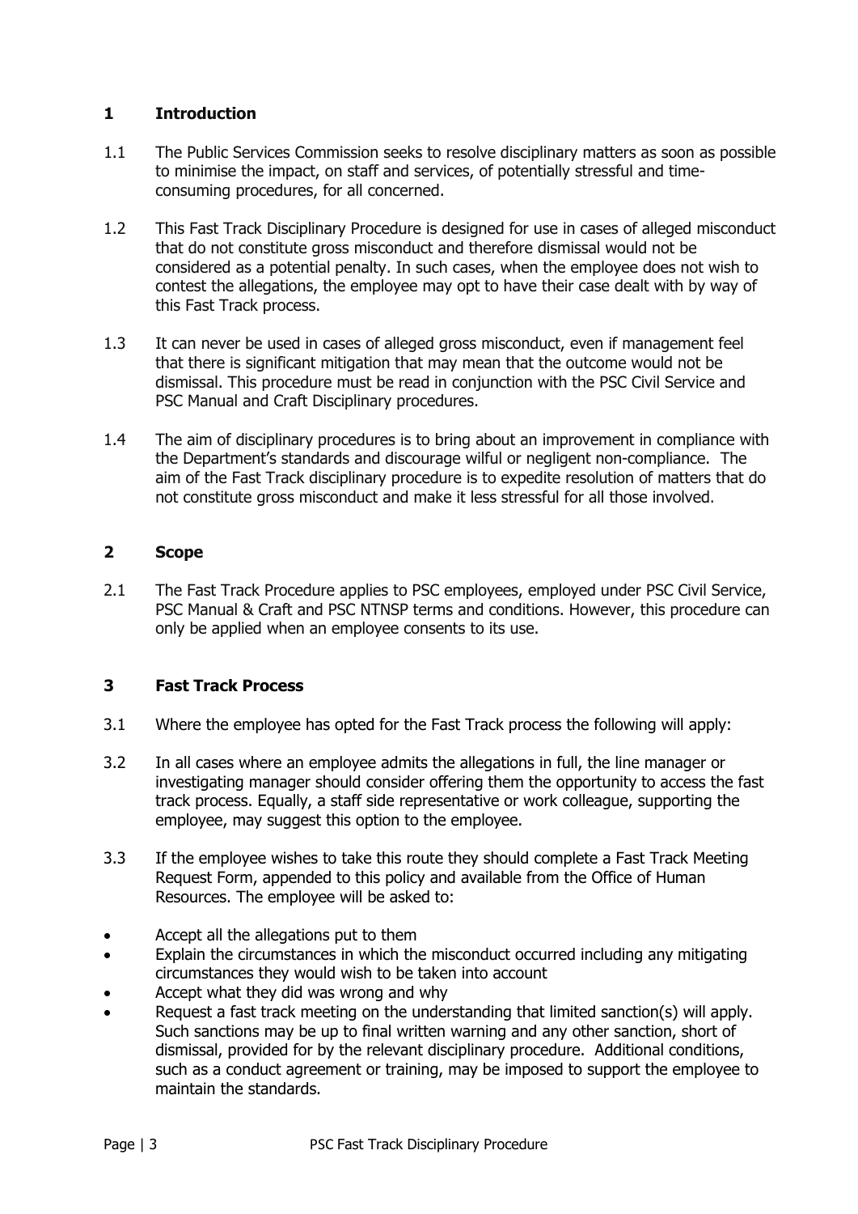## 1 Introduction

1.1 The Public Services Commission seeks to resolve disciplinary matters as soon as possible to minimise the impact, on staff and services, of potentially stressful and time-consuming procedures, for all concerned.

1.2 This Fast Track Disciplinary Procedure is designed for use in cases of alleged misconduct that do not constitute gross misconduct and therefore dismissal would not be considered as a potential penalty. In such cases, when the employee does not wish to contest the allegations, the employee may opt to have their case dealt with by way of this Fast Track process.

1.3 It can never be used in cases of alleged gross misconduct, even if management feel that there is significant mitigation that may mean that the outcome would not be dismissal. This procedure must be read in conjunction with the PSC Civil Service and PSC Manual and Craft Disciplinary procedures.

1.4 The aim of disciplinary procedures is to bring about an improvement in compliance with the Department's standards and discourage wilful or negligent non-compliance. The aim of the Fast Track disciplinary procedure is to expedite resolution of matters that do not constitute gross misconduct and make it less stressful for all those involved.

## 2 Scope

2.1 The Fast Track Procedure applies to PSC employees, employed under PSC Civil Service, PSC Manual & Craft and PSC NTNSP terms and conditions. However, this procedure can only be applied when an employee consents to its use.

## 3 Fast Track Process

3.1 Where the employee has opted for the Fast Track process the following will apply:

3.2 In all cases where an employee admits the allegations in full, the line manager or investigating manager should consider offering them the opportunity to access the fast track process. Equally, a staff side representative or work colleague, supporting the employee, may suggest this option to the employee.

3.3 If the employee wishes to take this route they should complete a Fast Track Meeting Request Form, appended to this policy and available from the Office of Human Resources. The employee will be asked to:

- Accept all the allegations put to them
- Explain the circumstances in which the misconduct occurred including any mitigating circumstances they would wish to be taken into account
- Accept what they did was wrong and why
- Request a fast track meeting on the understanding that limited sanction(s) will apply. Such sanctions may be up to final written warning and any other sanction, short of dismissal, provided for by the relevant disciplinary procedure. Additional conditions, such as a conduct agreement or training, may be imposed to support the employee to maintain the standards.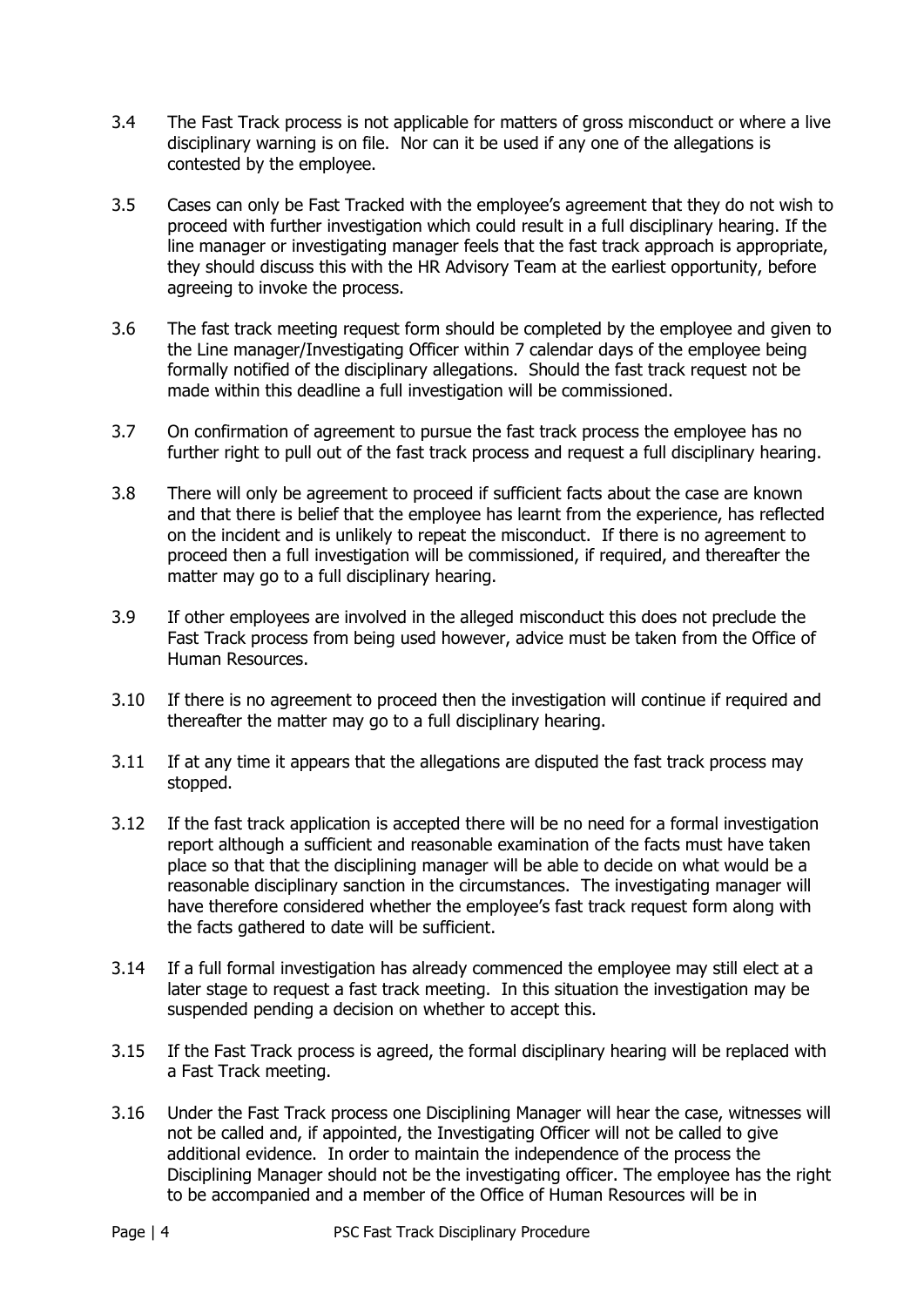3.4 The Fast Track process is not applicable for matters of gross misconduct or where a live disciplinary warning is on file. Nor can it be used if any one of the allegations is contested by the employee.

3.5 Cases can only be Fast Tracked with the employee's agreement that they do not wish to proceed with further investigation which could result in a full disciplinary hearing. If the line manager or investigating manager feels that the fast track approach is appropriate, they should discuss this with the HR Advisory Team at the earliest opportunity, before agreeing to invoke the process.

3.6 The fast track meeting request form should be completed by the employee and given to the Line manager/Investigating Officer within 7 calendar days of the employee being formally notified of the disciplinary allegations. Should the fast track request not be made within this deadline a full investigation will be commissioned.

3.7 On confirmation of agreement to pursue the fast track process the employee has no further right to pull out of the fast track process and request a full disciplinary hearing.

3.8 There will only be agreement to proceed if sufficient facts about the case are known and that there is belief that the employee has learnt from the experience, has reflected on the incident and is unlikely to repeat the misconduct. If there is no agreement to proceed then a full investigation will be commissioned, if required, and thereafter the matter may go to a full disciplinary hearing.

3.9 If other employees are involved in the alleged misconduct this does not preclude the Fast Track process from being used however, advice must be taken from the Office of Human Resources.

3.10 If there is no agreement to proceed then the investigation will continue if required and thereafter the matter may go to a full disciplinary hearing.

3.11 If at any time it appears that the allegations are disputed the fast track process may stopped.

3.12 If the fast track application is accepted there will be no need for a formal investigation report although a sufficient and reasonable examination of the facts must have taken place so that that the disciplining manager will be able to decide on what would be a reasonable disciplinary sanction in the circumstances. The investigating manager will have therefore considered whether the employee's fast track request form along with the facts gathered to date will be sufficient.

3.14 If a full formal investigation has already commenced the employee may still elect at a later stage to request a fast track meeting. In this situation the investigation may be suspended pending a decision on whether to accept this.

3.15 If the Fast Track process is agreed, the formal disciplinary hearing will be replaced with a Fast Track meeting.

3.16 Under the Fast Track process one Disciplining Manager will hear the case, witnesses will not be called and, if appointed, the Investigating Officer will not be called to give additional evidence. In order to maintain the independence of the process the Disciplining Manager should not be the investigating officer. The employee has the right to be accompanied and a member of the Office of Human Resources will be in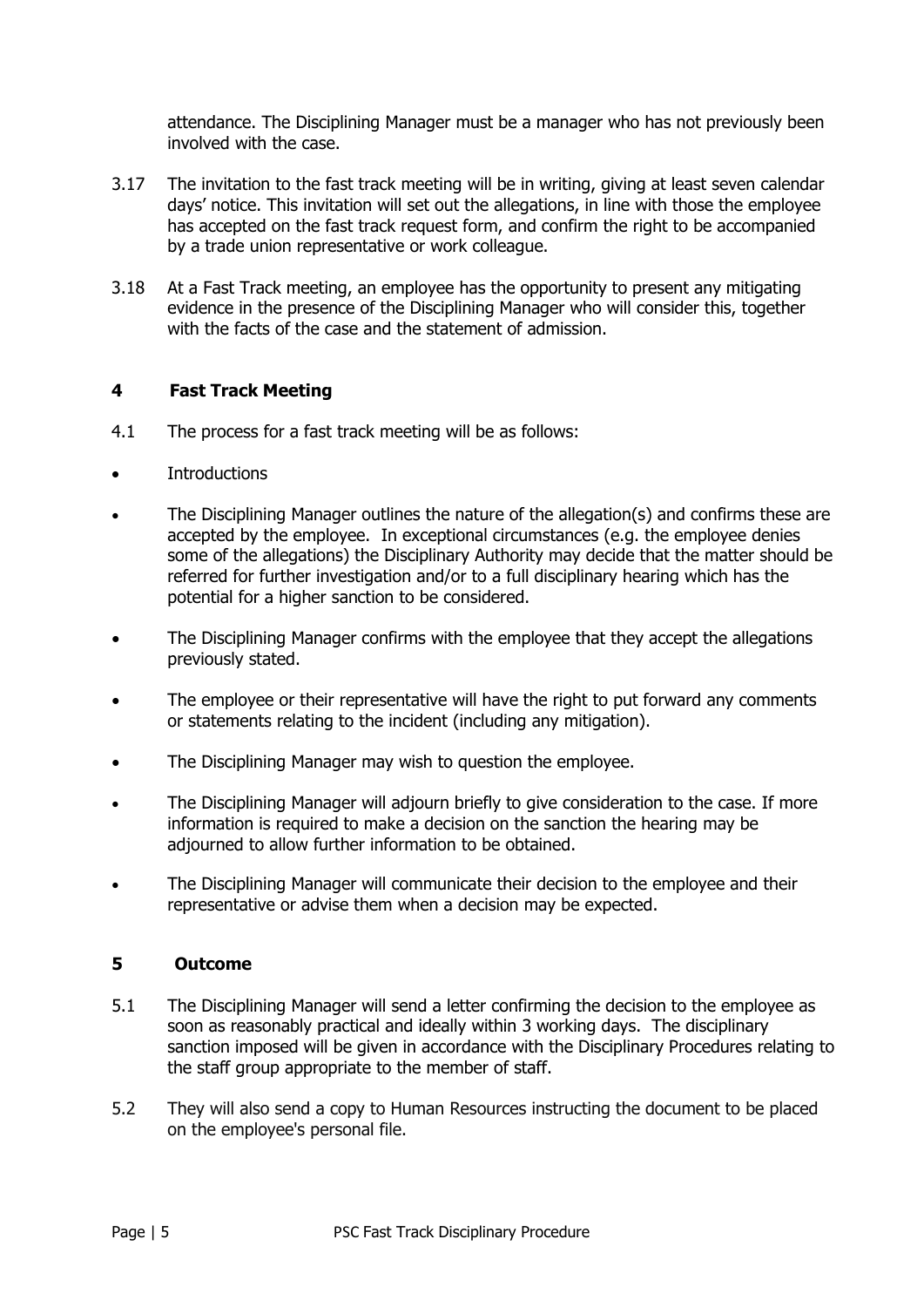attendance. The Disciplining Manager must be a manager who has not previously been involved with the case.

3.17 The invitation to the fast track meeting will be in writing, giving at least seven calendar days' notice. This invitation will set out the allegations, in line with those the employee has accepted on the fast track request form, and confirm the right to be accompanied by a trade union representative or work colleague.

3.18 At a Fast Track meeting, an employee has the opportunity to present any mitigating evidence in the presence of the Disciplining Manager who will consider this, together with the facts of the case and the statement of admission.

## 4 Fast Track Meeting

4.1 The process for a fast track meeting will be as follows:

- Introductions
- The Disciplining Manager outlines the nature of the allegation(s) and confirms these are accepted by the employee. In exceptional circumstances (e.g. the employee denies some of the allegations) the Disciplinary Authority may decide that the matter should be referred for further investigation and/or to a full disciplinary hearing which has the potential for a higher sanction to be considered.
- The Disciplining Manager confirms with the employee that they accept the allegations previously stated.
- The employee or their representative will have the right to put forward any comments or statements relating to the incident (including any mitigation).
- The Disciplining Manager may wish to question the employee.
- The Disciplining Manager will adjourn briefly to give consideration to the case. If more information is required to make a decision on the sanction the hearing may be adjourned to allow further information to be obtained.
- The Disciplining Manager will communicate their decision to the employee and their representative or advise them when a decision may be expected.

## 5 Outcome

5.1 The Disciplining Manager will send a letter confirming the decision to the employee as soon as reasonably practical and ideally within 3 working days. The disciplinary sanction imposed will be given in accordance with the Disciplinary Procedures relating to the staff group appropriate to the member of staff.

5.2 They will also send a copy to Human Resources instructing the document to be placed on the employee's personal file.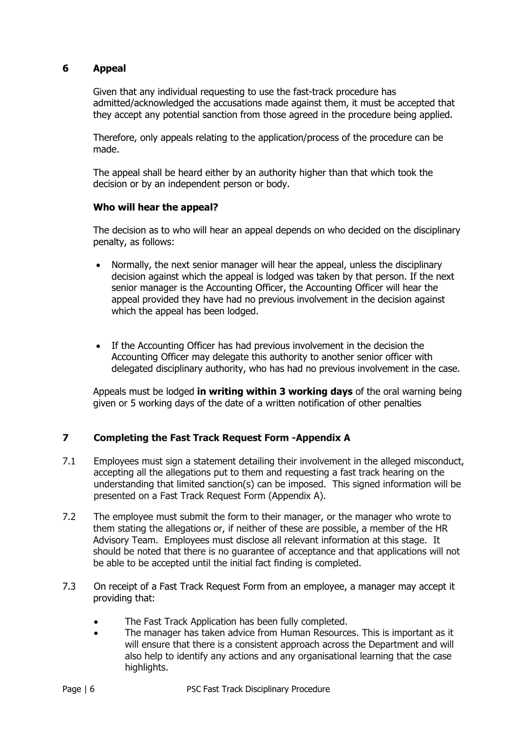## 6 Appeal

Given that any individual requesting to use the fast-track procedure has admitted/acknowledged the accusations made against them, it must be accepted that they accept any potential sanction from those agreed in the procedure being applied.

Therefore, only appeals relating to the application/process of the procedure can be made.

The appeal shall be heard either by an authority higher than that which took the decision or by an independent person or body.

### Who will hear the appeal?

The decision as to who will hear an appeal depends on who decided on the disciplinary penalty, as follows:

- Normally, the next senior manager will hear the appeal, unless the disciplinary decision against which the appeal is lodged was taken by that person. If the next senior manager is the Accounting Officer, the Accounting Officer will hear the appeal provided they have had no previous involvement in the decision against which the appeal has been lodged.

- If the Accounting Officer has had previous involvement in the decision the Accounting Officer may delegate this authority to another senior officer with delegated disciplinary authority, who has had no previous involvement in the case.

Appeals must be lodged **in writing within 3 working days** of the oral warning being given or 5 working days of the date of a written notification of other penalties

## 7 Completing the Fast Track Request Form -Appendix A

7.1 Employees must sign a statement detailing their involvement in the alleged misconduct, accepting all the allegations put to them and requesting a fast track hearing on the understanding that limited sanction(s) can be imposed. This signed information will be presented on a Fast Track Request Form (Appendix A).

7.2 The employee must submit the form to their manager, or the manager who wrote to them stating the allegations or, if neither of these are possible, a member of the HR Advisory Team. Employees must disclose all relevant information at this stage. It should be noted that there is no guarantee of acceptance and that applications will not be able to be accepted until the initial fact finding is completed.

7.3 On receipt of a Fast Track Request Form from an employee, a manager may accept it providing that:

- The Fast Track Application has been fully completed.
- The manager has taken advice from Human Resources. This is important as it will ensure that there is a consistent approach across the Department and will also help to identify any actions and any organisational learning that the case highlights.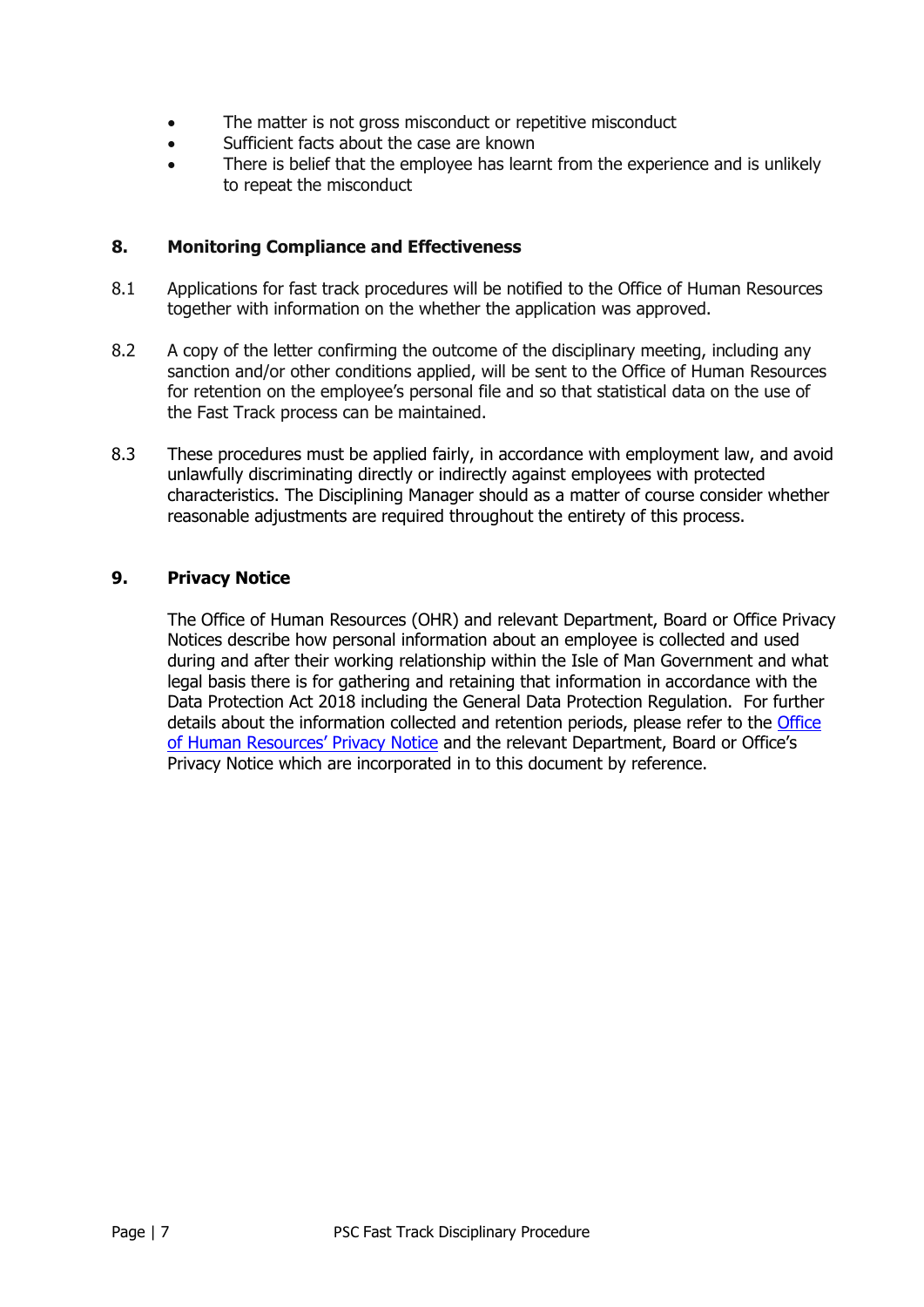- The matter is not gross misconduct or repetitive misconduct
- Sufficient facts about the case are known
- There is belief that the employee has learnt from the experience and is unlikely to repeat the misconduct

## 8. Monitoring Compliance and Effectiveness

8.1 Applications for fast track procedures will be notified to the Office of Human Resources together with information on the whether the application was approved.

8.2 A copy of the letter confirming the outcome of the disciplinary meeting, including any sanction and/or other conditions applied, will be sent to the Office of Human Resources for retention on the employee's personal file and so that statistical data on the use of the Fast Track process can be maintained.

8.3 These procedures must be applied fairly, in accordance with employment law, and avoid unlawfully discriminating directly or indirectly against employees with protected characteristics. The Disciplining Manager should as a matter of course consider whether reasonable adjustments are required throughout the entirety of this process.

## 9. Privacy Notice

The Office of Human Resources (OHR) and relevant Department, Board or Office Privacy Notices describe how personal information about an employee is collected and used during and after their working relationship within the Isle of Man Government and what legal basis there is for gathering and retaining that information in accordance with the Data Protection Act 2018 including the General Data Protection Regulation. For further details about the information collected and retention periods, please refer to the Office of Human Resources' Privacy Notice and the relevant Department, Board or Office's Privacy Notice which are incorporated in to this document by reference.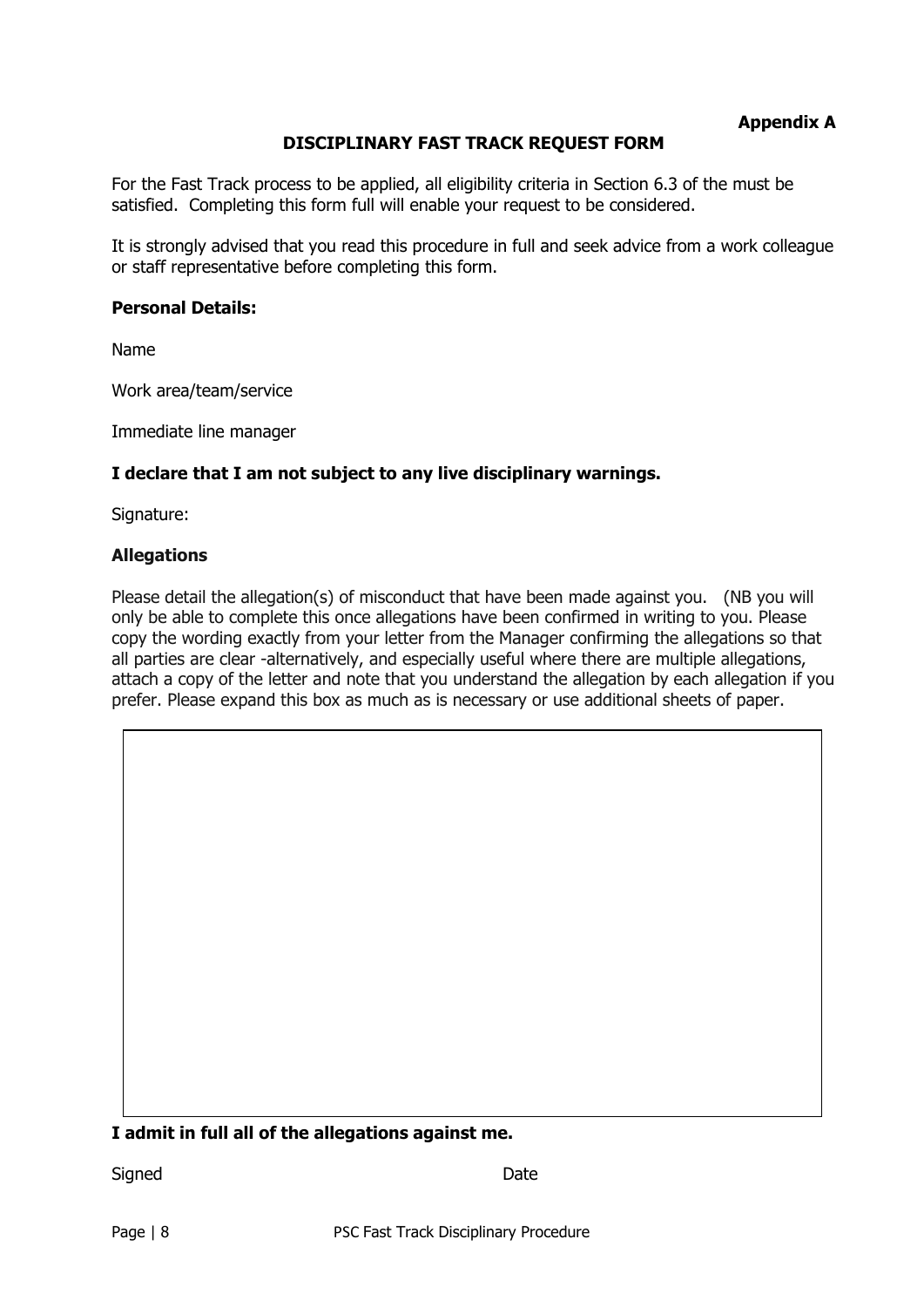**Appendix A**

## DISCIPLINARY FAST TRACK REQUEST FORM

For the Fast Track process to be applied, all eligibility criteria in Section 6.3 of the must be satisfied. Completing this form full will enable your request to be considered.

It is strongly advised that you read this procedure in full and seek advice from a work colleague or staff representative before completing this form.

**Personal Details:**

Name

Work area/team/service

Immediate line manager

**I declare that I am not subject to any live disciplinary warnings.**

Signature:

**Allegations**

Please detail the allegation(s) of misconduct that have been made against you. (NB you will only be able to complete this once allegations have been confirmed in writing to you. Please copy the wording exactly from your letter from the Manager confirming the allegations so that all parties are clear -alternatively, and especially useful where there are multiple allegations, attach a copy of the letter and note that you understand the allegation by each allegation if you prefer. Please expand this box as much as is necessary or use additional sheets of paper.

| |
|---|
| |

**I admit in full all of the allegations against me.**

Signed Date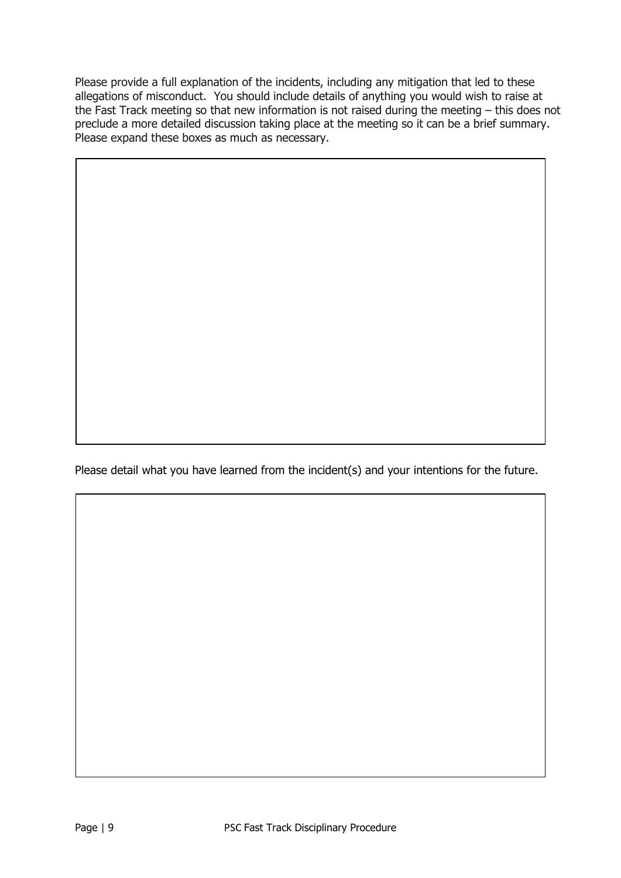Please provide a full explanation of the incidents, including any mitigation that led to these allegations of misconduct. You should include details of anything you would wish to raise at the Fast Track meeting so that new information is not raised during the meeting – this does not preclude a more detailed discussion taking place at the meeting so it can be a brief summary. Please expand these boxes as much as necessary.

| |
|---|
| |

Please detail what you have learned from the incident(s) and your intentions for the future.

| |
|---|
| |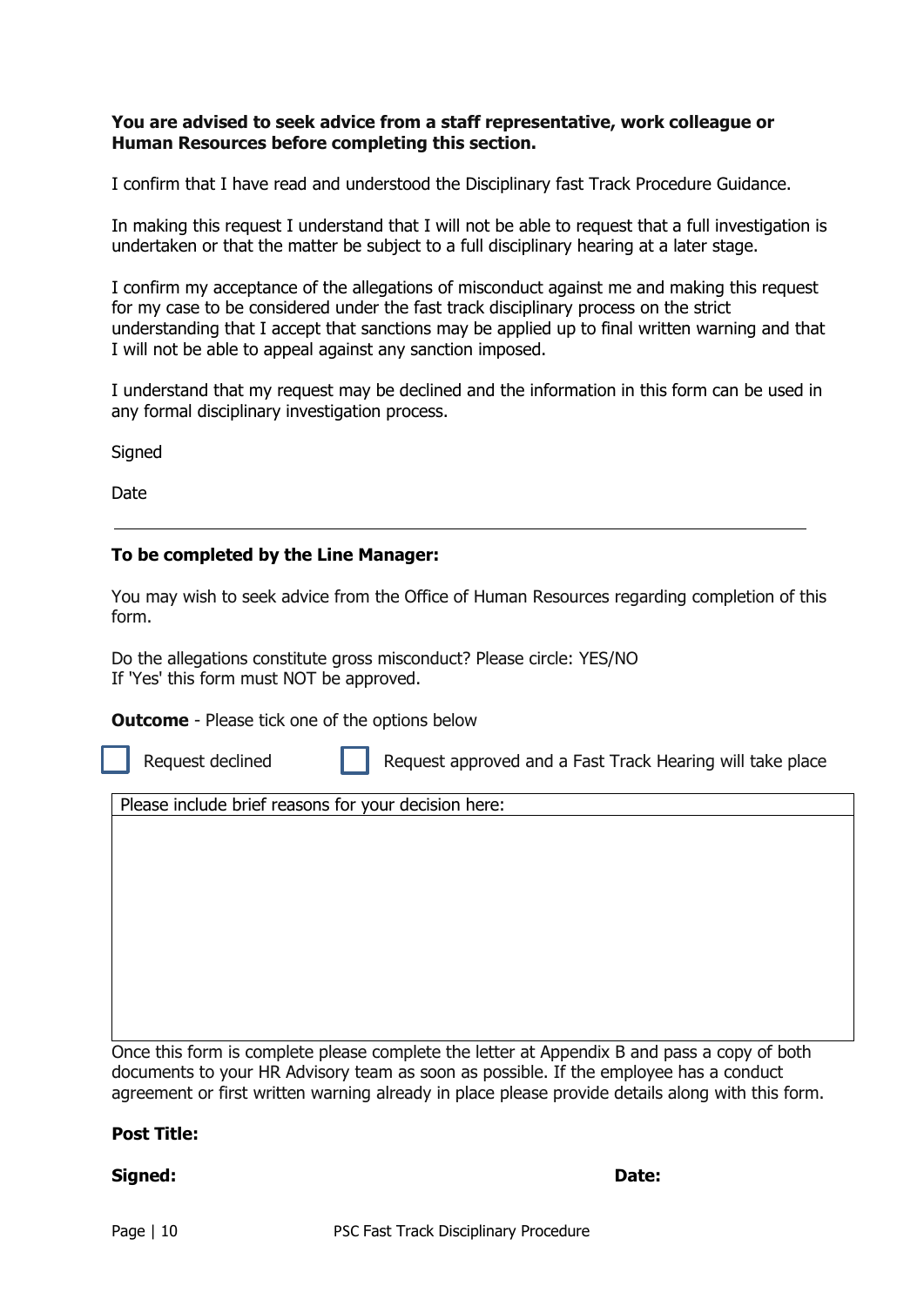**You are advised to seek advice from a staff representative, work colleague or Human Resources before completing this section.**

I confirm that I have read and understood the Disciplinary fast Track Procedure Guidance.

In making this request I understand that I will not be able to request that a full investigation is undertaken or that the matter be subject to a full disciplinary hearing at a later stage.

I confirm my acceptance of the allegations of misconduct against me and making this request for my case to be considered under the fast track disciplinary process on the strict understanding that I accept that sanctions may be applied up to final written warning and that I will not be able to appeal against any sanction imposed.

I understand that my request may be declined and the information in this form can be used in any formal disciplinary investigation process.

Signed

Date

---

**To be completed by the Line Manager:**

You may wish to seek advice from the Office of Human Resources regarding completion of this form.

Do the allegations constitute gross misconduct? Please circle: YES/NO
If 'Yes' this form must NOT be approved.

**Outcome** - Please tick one of the options below

☐ Request declined ☐ Request approved and a Fast Track Hearing will take place

| Please include brief reasons for your decision here: |
| --- |
| |

Once this form is complete please complete the letter at Appendix B and pass a copy of both documents to your HR Advisory team as soon as possible. If the employee has a conduct agreement or first written warning already in place please provide details along with this form.

**Post Title:**

**Signed:** **Date:**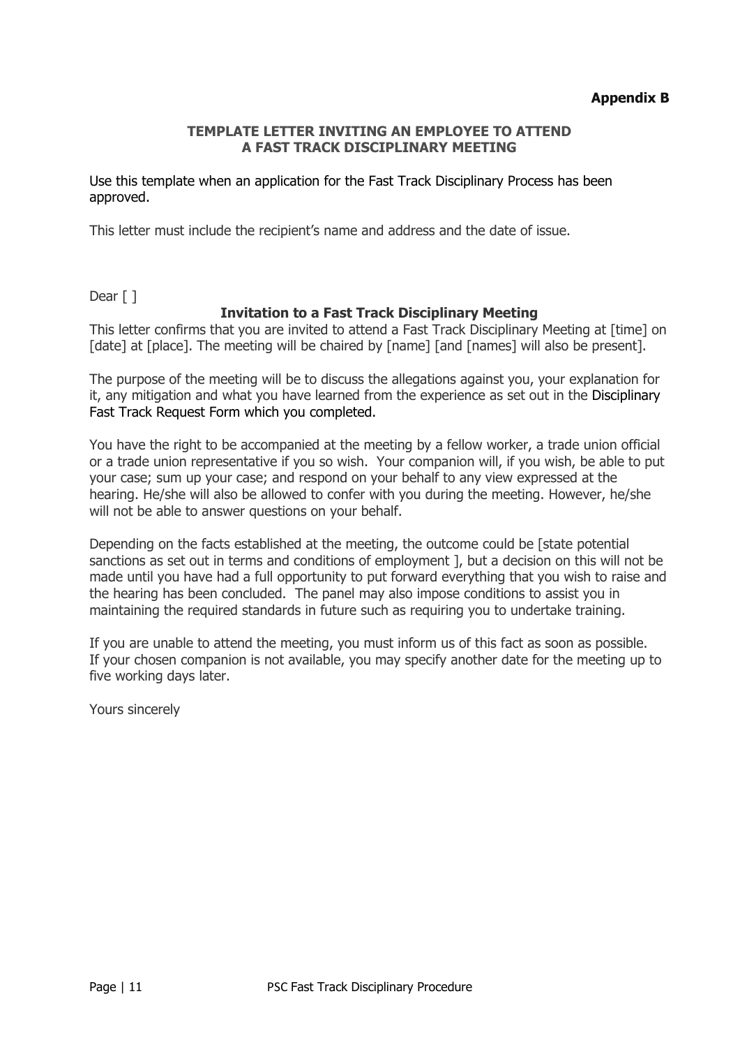**Appendix B**

## TEMPLATE LETTER INVITING AN EMPLOYEE TO ATTEND A FAST TRACK DISCIPLINARY MEETING

Use this template when an application for the Fast Track Disciplinary Process has been approved.

This letter must include the recipient's name and address and the date of issue.

Dear [ ]

**Invitation to a Fast Track Disciplinary Meeting**

This letter confirms that you are invited to attend a Fast Track Disciplinary Meeting at [time] on [date] at [place]. The meeting will be chaired by [name] [and [names] will also be present].

The purpose of the meeting will be to discuss the allegations against you, your explanation for it, any mitigation and what you have learned from the experience as set out in the Disciplinary Fast Track Request Form which you completed.

You have the right to be accompanied at the meeting by a fellow worker, a trade union official or a trade union representative if you so wish. Your companion will, if you wish, be able to put your case; sum up your case; and respond on your behalf to any view expressed at the hearing. He/she will also be allowed to confer with you during the meeting. However, he/she will not be able to answer questions on your behalf.

Depending on the facts established at the meeting, the outcome could be [state potential sanctions as set out in terms and conditions of employment ], but a decision on this will not be made until you have had a full opportunity to put forward everything that you wish to raise and the hearing has been concluded. The panel may also impose conditions to assist you in maintaining the required standards in future such as requiring you to undertake training.

If you are unable to attend the meeting, you must inform us of this fact as soon as possible. If your chosen companion is not available, you may specify another date for the meeting up to five working days later.

Yours sincerely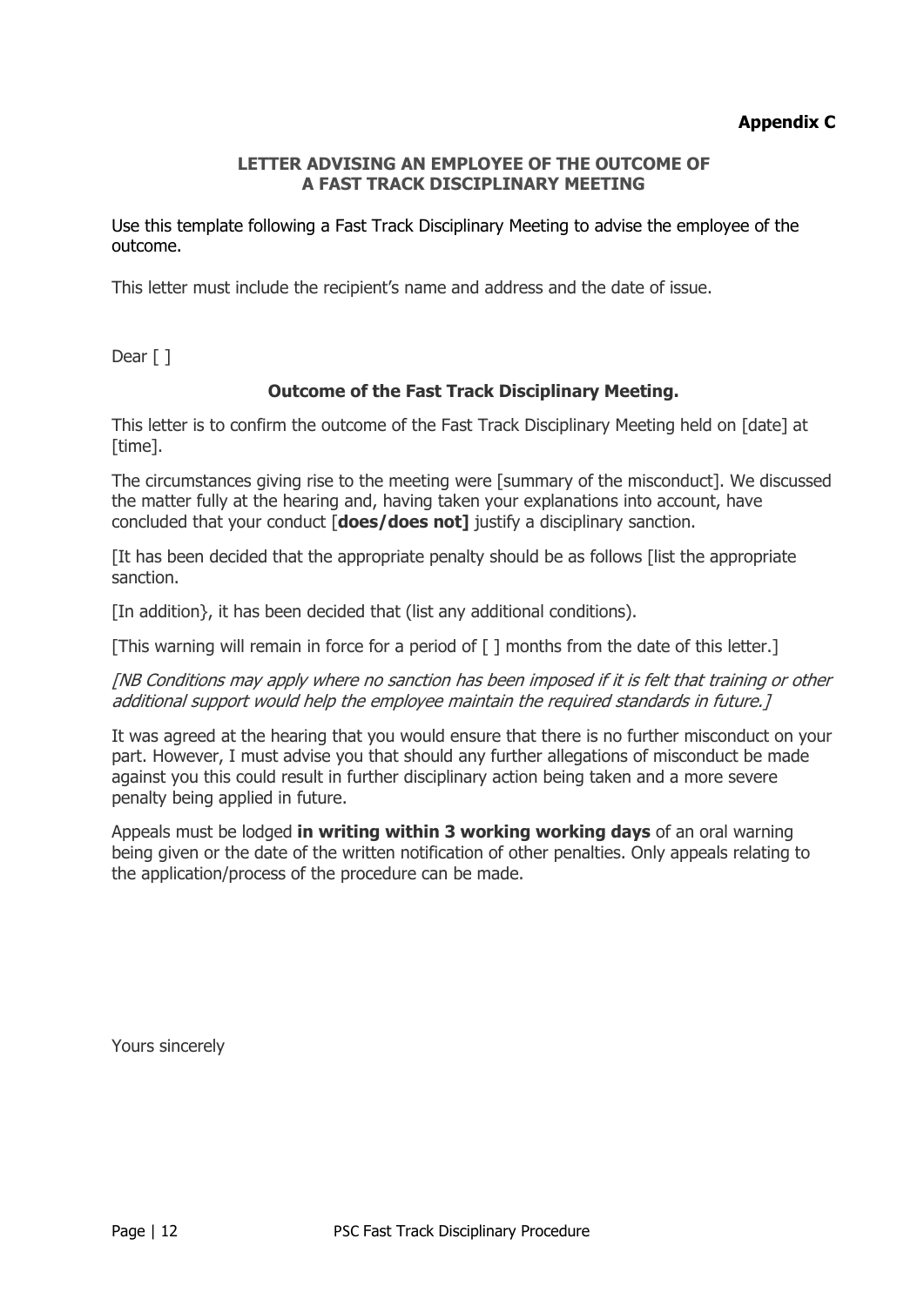**Appendix C**

## LETTER ADVISING AN EMPLOYEE OF THE OUTCOME OF A FAST TRACK DISCIPLINARY MEETING

Use this template following a Fast Track Disciplinary Meeting to advise the employee of the outcome.

This letter must include the recipient's name and address and the date of issue.

Dear [ ]

**Outcome of the Fast Track Disciplinary Meeting.**

This letter is to confirm the outcome of the Fast Track Disciplinary Meeting held on [date] at [time].

The circumstances giving rise to the meeting were [summary of the misconduct]. We discussed the matter fully at the hearing and, having taken your explanations into account, have concluded that your conduct [**does/does not]** justify a disciplinary sanction.

[It has been decided that the appropriate penalty should be as follows [list the appropriate sanction.

[In addition}, it has been decided that (list any additional conditions).

[This warning will remain in force for a period of [ ] months from the date of this letter.]

*[NB Conditions may apply where no sanction has been imposed if it is felt that training or other additional support would help the employee maintain the required standards in future.]*

It was agreed at the hearing that you would ensure that there is no further misconduct on your part. However, I must advise you that should any further allegations of misconduct be made against you this could result in further disciplinary action being taken and a more severe penalty being applied in future.

Appeals must be lodged **in writing within 3 working working days** of an oral warning being given or the date of the written notification of other penalties. Only appeals relating to the application/process of the procedure can be made.

Yours sincerely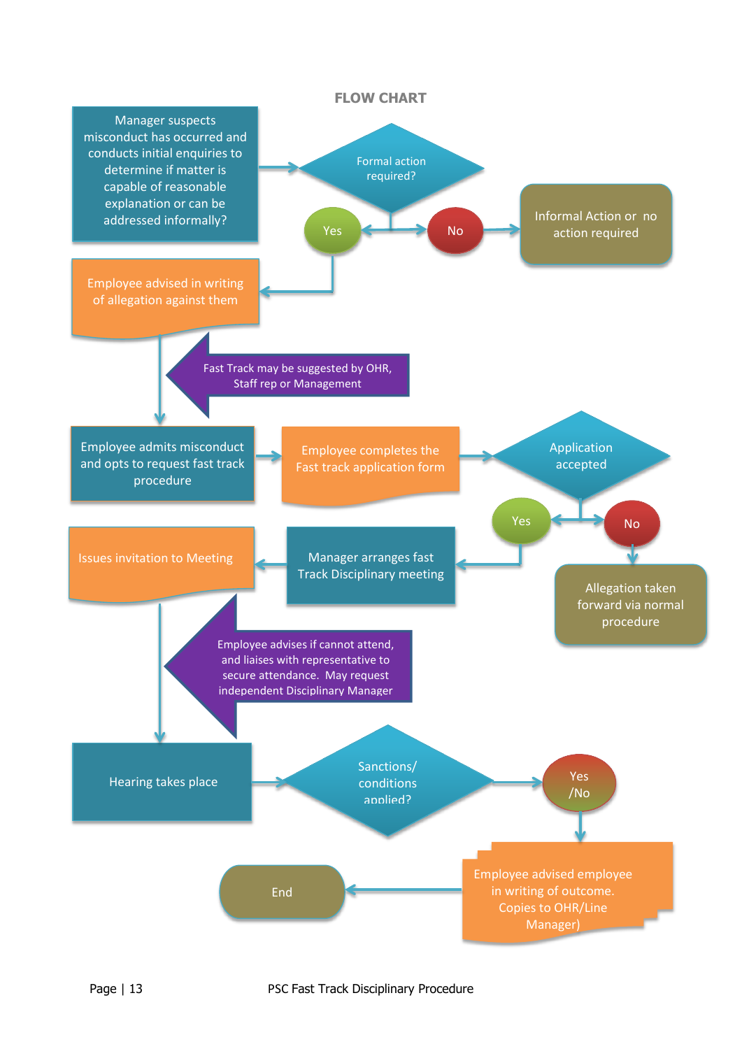# FLOW CHART

Manager suspects misconduct has occurred and conducts initial enquiries to determine if matter is capable of reasonable explanation or can be addressed informally?

Formal action required?

- No → Informal Action or no action required
- Yes → Employee advised in writing of allegation against them

Fast Track may be suggested by OHR, Staff rep or Management

Employee admits misconduct and opts to request fast track procedure

Employee completes the Fast track application form

Application accepted

- No → Allegation taken forward via normal procedure
- Yes → Manager arranges fast Track Disciplinary meeting

Issues invitation to Meeting

Employee advises if cannot attend, and liaises with representative to secure attendance. May request independent Disciplinary Manager

Hearing takes place

Sanctions/ conditions applied?

Yes /No

Employee advised employee in writing of outcome. Copies to OHR/Line Manager)

End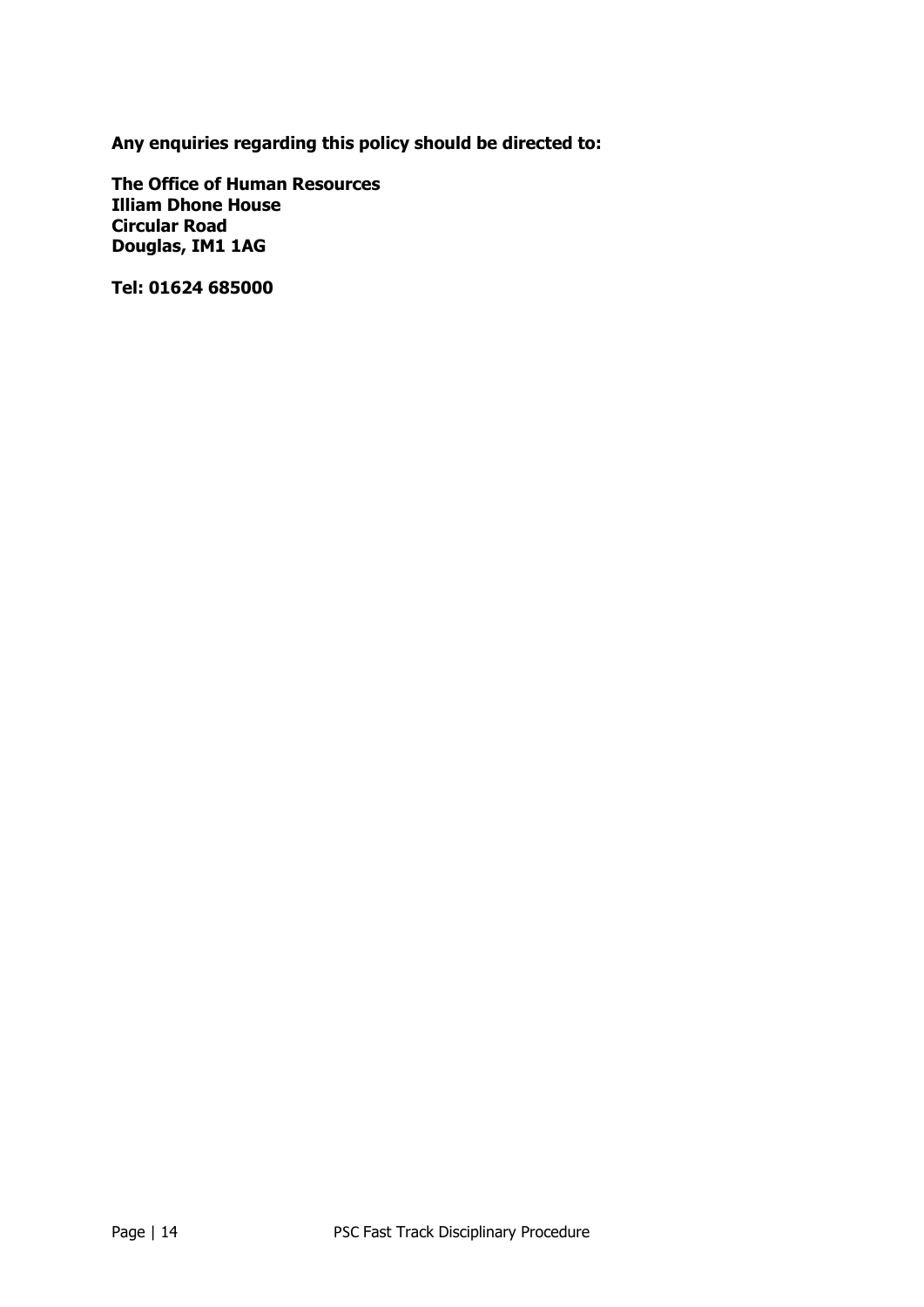**Any enquiries regarding this policy should be directed to:**

**The Office of Human Resources**
**Illiam Dhone House**
**Circular Road**
**Douglas, IM1 1AG**

**Tel: 01624 685000**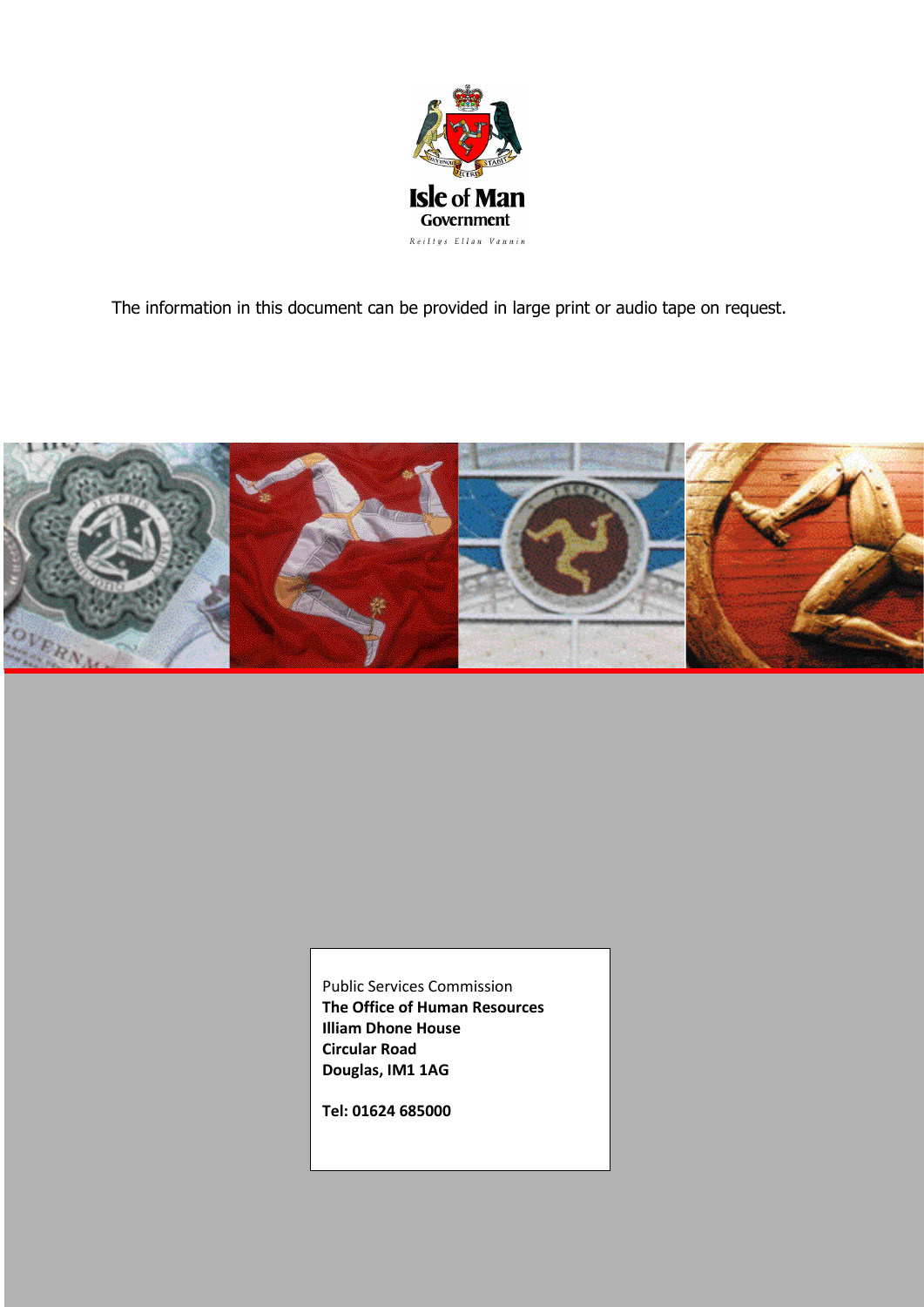Isle of Man Government

Reiltys Ellan Vannin

The information in this document can be provided in large print or audio tape on request.

Public Services Commission
**The Office of Human Resources**
**Illiam Dhone House**
**Circular Road**
**Douglas, IM1 1AG**

**Tel: 01624 685000**